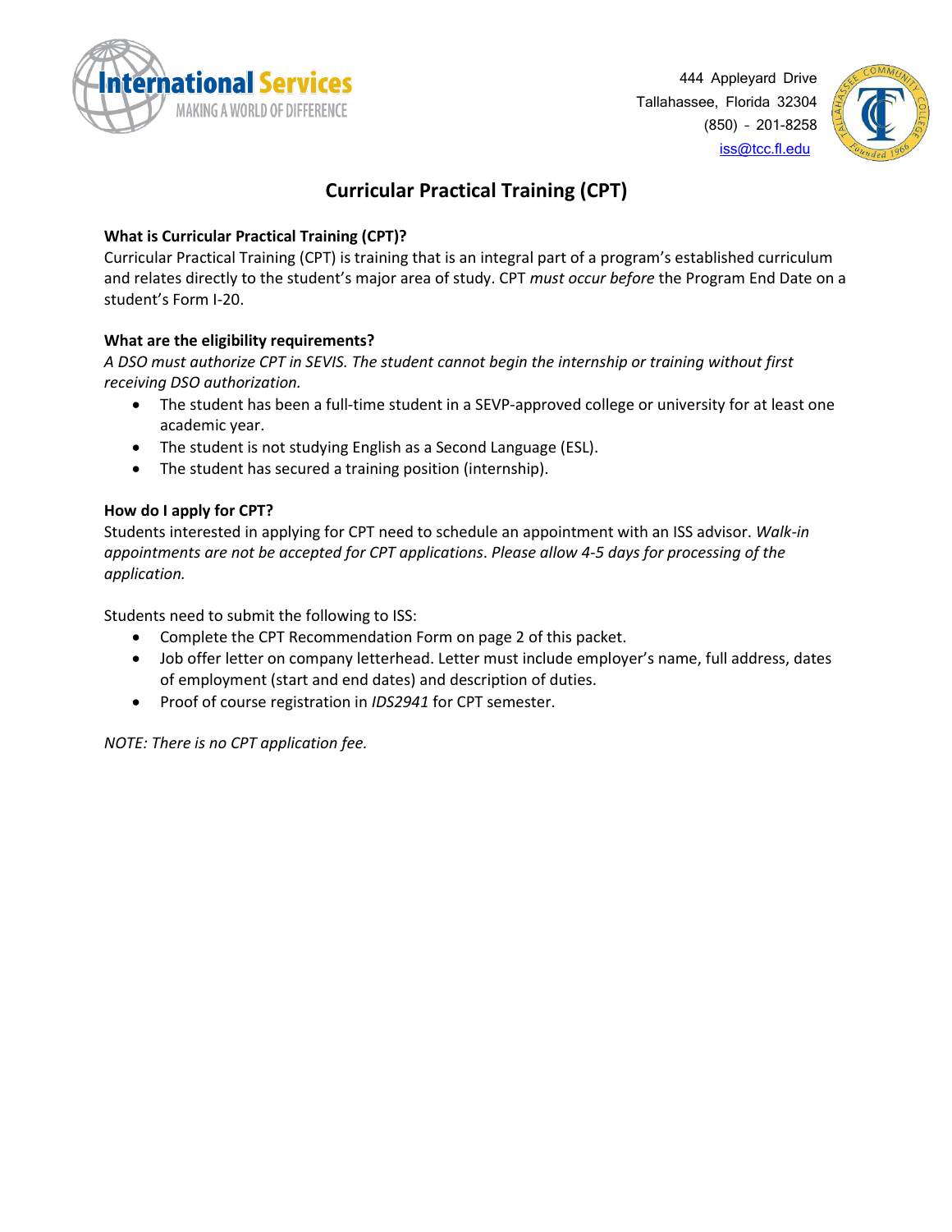International Services
MAKING A WORLD OF DIFFERENCE

444 Appleyard Drive
Tallahassee, Florida 32304
(850) - 201-8258
iss@tcc.fl.edu

# Curricular Practical Training (CPT)

**What is Curricular Practical Training (CPT)?**

Curricular Practical Training (CPT) is training that is an integral part of a program's established curriculum and relates directly to the student's major area of study. CPT *must occur before* the Program End Date on a student's Form I-20.

**What are the eligibility requirements?**

*A DSO must authorize CPT in SEVIS. The student cannot begin the internship or training without first receiving DSO authorization.*

- The student has been a full-time student in a SEVP-approved college or university for at least one academic year.
- The student is not studying English as a Second Language (ESL).
- The student has secured a training position (internship).

**How do I apply for CPT?**

Students interested in applying for CPT need to schedule an appointment with an ISS advisor. *Walk-in appointments are not be accepted for CPT applications*. *Please allow 4-5 days for processing of the application.*

Students need to submit the following to ISS:

- Complete the CPT Recommendation Form on page 2 of this packet.
- Job offer letter on company letterhead. Letter must include employer's name, full address, dates of employment (start and end dates) and description of duties.
- Proof of course registration in *IDS2941* for CPT semester.

*NOTE: There is no CPT application fee.*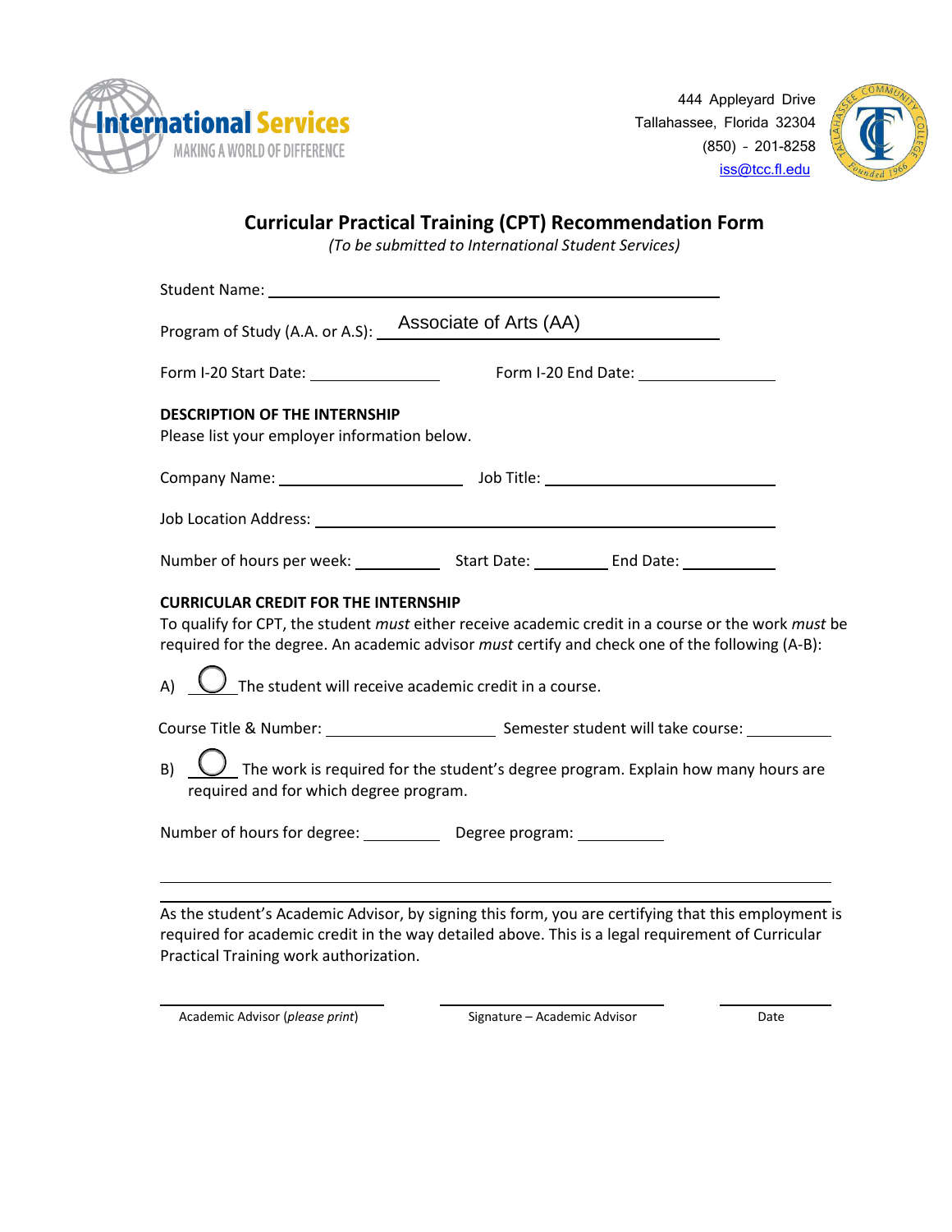International Services
MAKING A WORLD OF DIFFERENCE

444 Appleyard Drive
Tallahassee, Florida 32304
(850) - 201-8258
iss@tcc.fl.edu

# Curricular Practical Training (CPT) Recommendation Form

*(To be submitted to International Student Services)*

Student Name: ______________________________

Program of Study (A.A. or A.S): Associate of Arts (AA)

Form I-20 Start Date: ______________ Form I-20 End Date: ______________

**DESCRIPTION OF THE INTERNSHIP**

Please list your employer information below.

Company Name: ______________ Job Title: ______________

Job Location Address: ______________________________

Number of hours per week: ________ Start Date: ________ End Date: ________

**CURRICULAR CREDIT FOR THE INTERNSHIP**

To qualify for CPT, the student *must* either receive academic credit in a course or the work *must* be required for the degree. An academic advisor *must* certify and check one of the following (A-B):

A) ◯ The student will receive academic credit in a course.

Course Title & Number: ______________ Semester student will take course: ________

B) ◯ The work is required for the student's degree program. Explain how many hours are required and for which degree program.

Number of hours for degree: ________ Degree program: ________

______________________________

______________________________

As the student's Academic Advisor, by signing this form, you are certifying that this employment is required for academic credit in the way detailed above. This is a legal requirement of Curricular Practical Training work authorization.

| Academic Advisor (*please print*) | Signature – Academic Advisor | Date |
|---|---|---|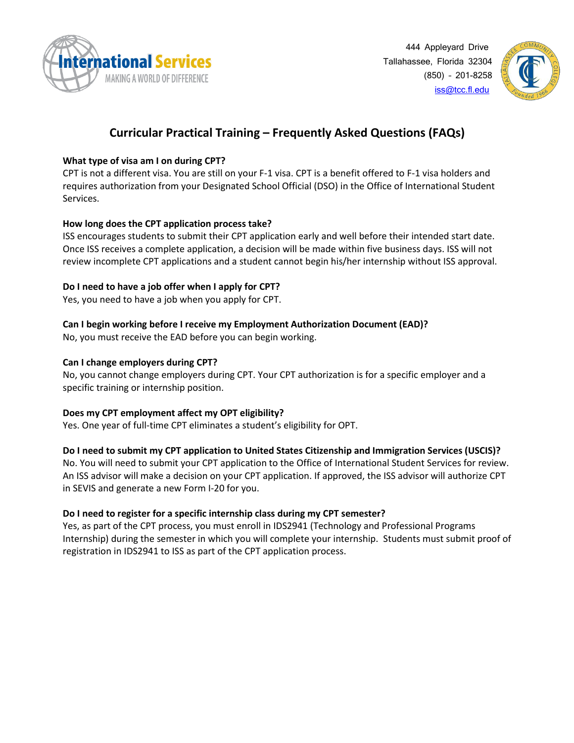International Services
MAKING A WORLD OF DIFFERENCE

444 Appleyard Drive
Tallahassee, Florida 32304
(850) - 201-8258
iss@tcc.fl.edu

# Curricular Practical Training – Frequently Asked Questions (FAQs)

**What type of visa am I on during CPT?**
CPT is not a different visa. You are still on your F-1 visa. CPT is a benefit offered to F-1 visa holders and requires authorization from your Designated School Official (DSO) in the Office of International Student Services.

**How long does the CPT application process take?**
ISS encourages students to submit their CPT application early and well before their intended start date. Once ISS receives a complete application, a decision will be made within five business days. ISS will not review incomplete CPT applications and a student cannot begin his/her internship without ISS approval.

**Do I need to have a job offer when I apply for CPT?**
Yes, you need to have a job when you apply for CPT.

**Can I begin working before I receive my Employment Authorization Document (EAD)?**
No, you must receive the EAD before you can begin working.

**Can I change employers during CPT?**
No, you cannot change employers during CPT. Your CPT authorization is for a specific employer and a specific training or internship position.

**Does my CPT employment affect my OPT eligibility?**
Yes. One year of full-time CPT eliminates a student's eligibility for OPT.

**Do I need to submit my CPT application to United States Citizenship and Immigration Services (USCIS)?**
No. You will need to submit your CPT application to the Office of International Student Services for review. An ISS advisor will make a decision on your CPT application. If approved, the ISS advisor will authorize CPT in SEVIS and generate a new Form I-20 for you.

**Do I need to register for a specific internship class during my CPT semester?**
Yes, as part of the CPT process, you must enroll in IDS2941 (Technology and Professional Programs Internship) during the semester in which you will complete your internship. Students must submit proof of registration in IDS2941 to ISS as part of the CPT application process.